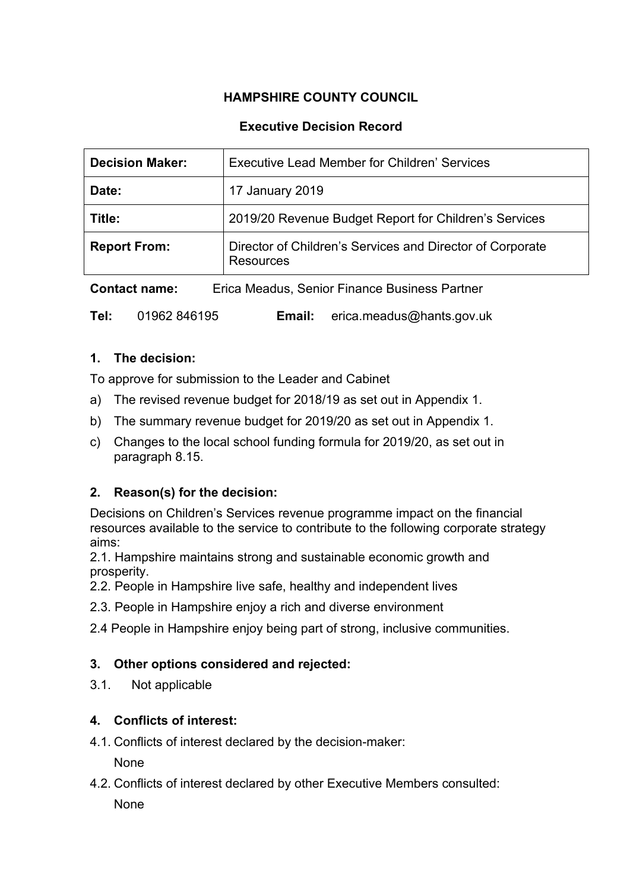**HAMPSHIRE COUNTY COUNCIL**

**Executive Decision Record**

| **Decision Maker:** | Executive Lead Member for Children' Services |
|---|---|
| **Date:** | 17 January 2019 |
| **Title:** | 2019/20 Revenue Budget Report for Children's Services |
| **Report From:** | Director of Children's Services and Director of Corporate Resources |

**Contact name:** Erica Meadus, Senior Finance Business Partner

**Tel:** 01962 846195 **Email:** erica.meadus@hants.gov.uk

## 1. The decision:

To approve for submission to the Leader and Cabinet

a) The revised revenue budget for 2018/19 as set out in Appendix 1.

b) The summary revenue budget for 2019/20 as set out in Appendix 1.

c) Changes to the local school funding formula for 2019/20, as set out in paragraph 8.15.

## 2. Reason(s) for the decision:

Decisions on Children's Services revenue programme impact on the financial resources available to the service to contribute to the following corporate strategy aims:

2.1. Hampshire maintains strong and sustainable economic growth and prosperity.

2.2. People in Hampshire live safe, healthy and independent lives

2.3. People in Hampshire enjoy a rich and diverse environment

2.4 People in Hampshire enjoy being part of strong, inclusive communities.

## 3. Other options considered and rejected:

3.1. Not applicable

## 4. Conflicts of interest:

4.1. Conflicts of interest declared by the decision-maker:

None

4.2. Conflicts of interest declared by other Executive Members consulted:

None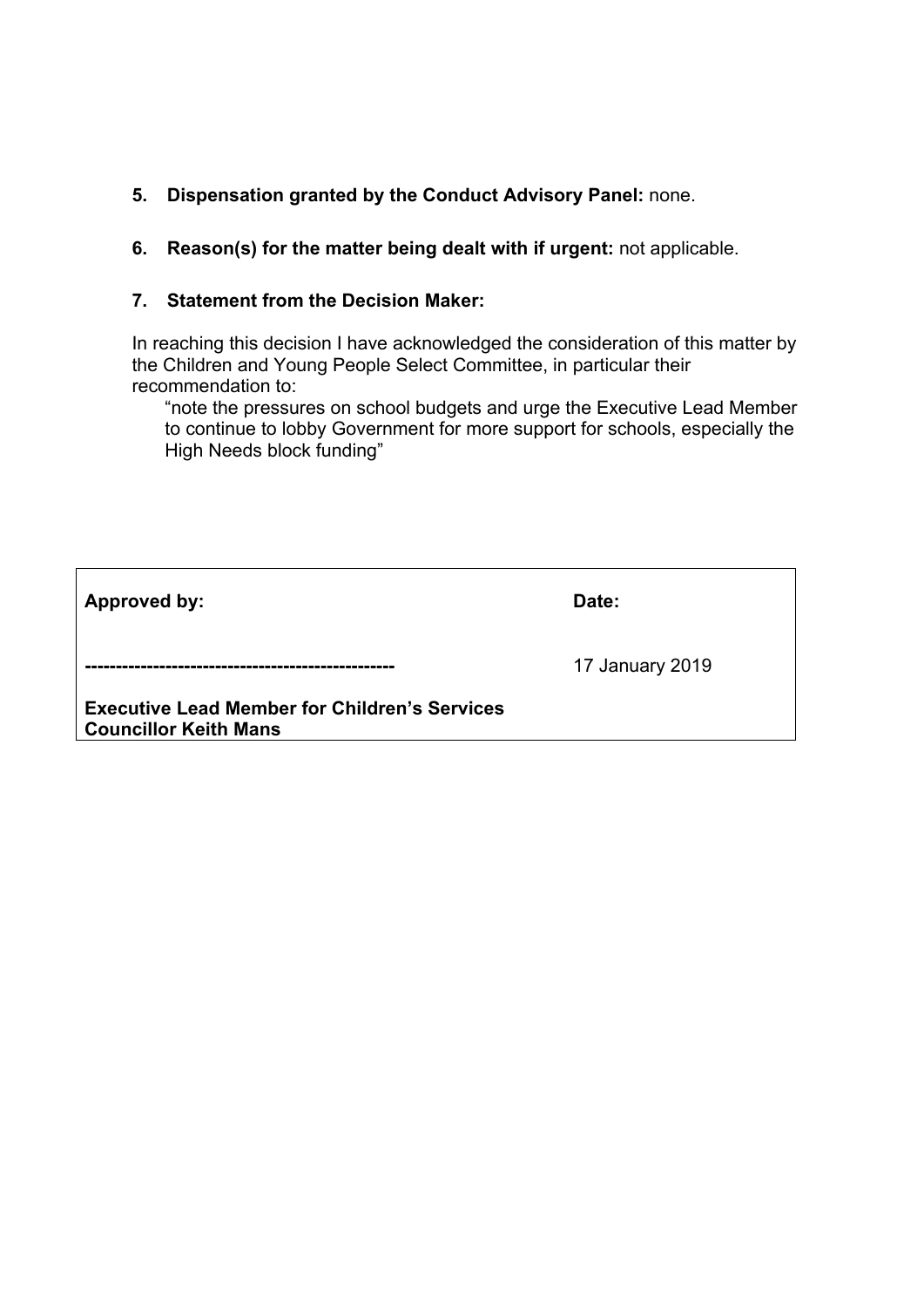5. **Dispensation granted by the Conduct Advisory Panel:** none.

6. **Reason(s) for the matter being dealt with if urgent:** not applicable.

7. **Statement from the Decision Maker:**

In reaching this decision I have acknowledged the consideration of this matter by the Children and Young People Select Committee, in particular their recommendation to:

> "note the pressures on school budgets and urge the Executive Lead Member to continue to lobby Government for more support for schools, especially the High Needs block funding"

| | |
|---|---|
| **Approved by:** | **Date:** |
| -------------------------------------------------- | 17 January 2019 |
| **Executive Lead Member for Children's Services Councillor Keith Mans** | |